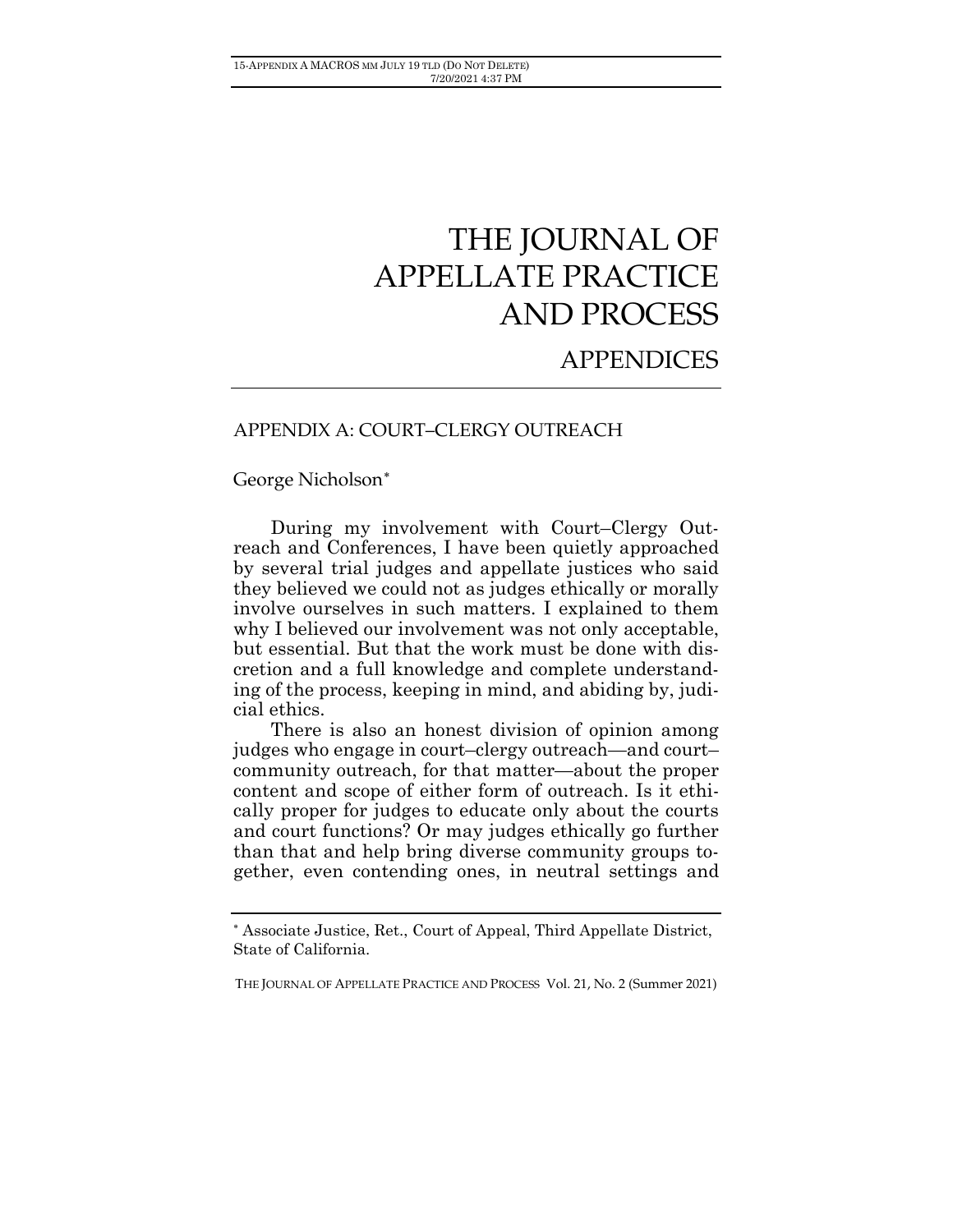# THE JOURNAL OF APPELLATE PRACTICE AND PROCESS

## APPENDICES

### APPENDIX A: COURT–CLERGY OUTREACH

George Nicholson[*]

During my involvement with Court–Clergy Outreach and Conferences, I have been quietly approached by several trial judges and appellate justices who said they believed we could not as judges ethically or morally involve ourselves in such matters. I explained to them why I believed our involvement was not only acceptable, but essential. But that the work must be done with discretion and a full knowledge and complete understanding of the process, keeping in mind, and abiding by, judicial ethics.

There is also an honest division of opinion among judges who engage in court–clergy outreach—and court–community outreach, for that matter—about the proper content and scope of either form of outreach. Is it ethically proper for judges to educate only about the courts and court functions? Or may judges ethically go further than that and help bring diverse community groups together, even contending ones, in neutral settings and

---

[*] Associate Justice, Ret., Court of Appeal, Third Appellate District, State of California.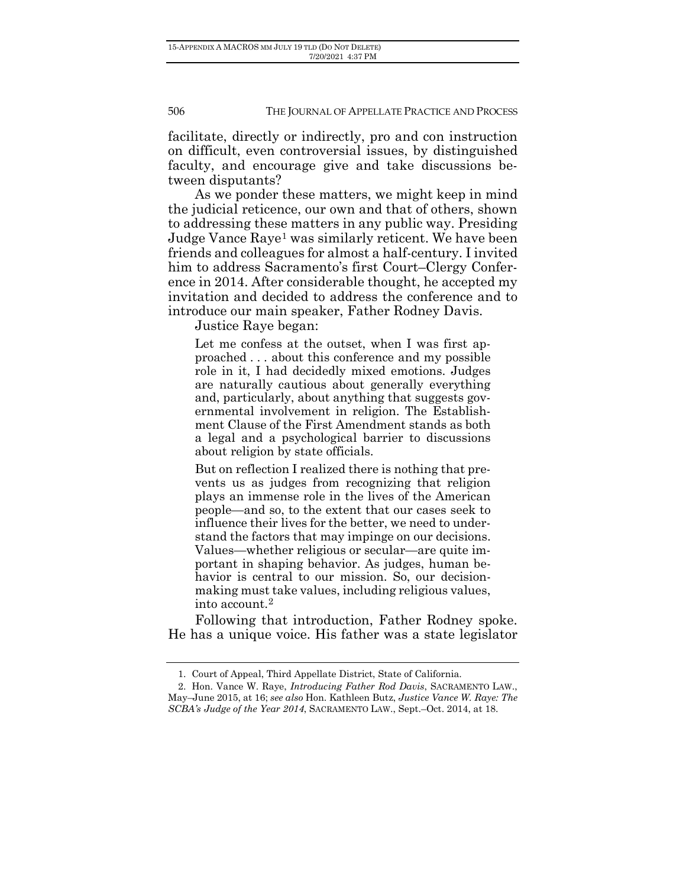facilitate, directly or indirectly, pro and con instruction on difficult, even controversial issues, by distinguished faculty, and encourage give and take discussions between disputants?

As we ponder these matters, we might keep in mind the judicial reticence, our own and that of others, shown to addressing these matters in any public way. Presiding Judge Vance Raye[1] was similarly reticent. We have been friends and colleagues for almost a half-century. I invited him to address Sacramento's first Court–Clergy Conference in 2014. After considerable thought, he accepted my invitation and decided to address the conference and to introduce our main speaker, Father Rodney Davis.

Justice Raye began:

> Let me confess at the outset, when I was first approached . . . about this conference and my possible role in it, I had decidedly mixed emotions. Judges are naturally cautious about generally everything and, particularly, about anything that suggests governmental involvement in religion. The Establishment Clause of the First Amendment stands as both a legal and a psychological barrier to discussions about religion by state officials.
>
> But on reflection I realized there is nothing that prevents us as judges from recognizing that religion plays an immense role in the lives of the American people—and so, to the extent that our cases seek to influence their lives for the better, we need to understand the factors that may impinge on our decisions. Values—whether religious or secular—are quite important in shaping behavior. As judges, human behavior is central to our mission. So, our decision-making must take values, including religious values, into account.[2]

Following that introduction, Father Rodney spoke. He has a unique voice. His father was a state legislator

---

1. Court of Appeal, Third Appellate District, State of California.

2. Hon. Vance W. Raye, *Introducing Father Rod Davis*, SACRAMENTO LAW., May–June 2015, at 16; *see also* Hon. Kathleen Butz, *Justice Vance W. Raye: The SCBA's Judge of the Year 2014*, SACRAMENTO LAW., Sept.–Oct. 2014, at 18.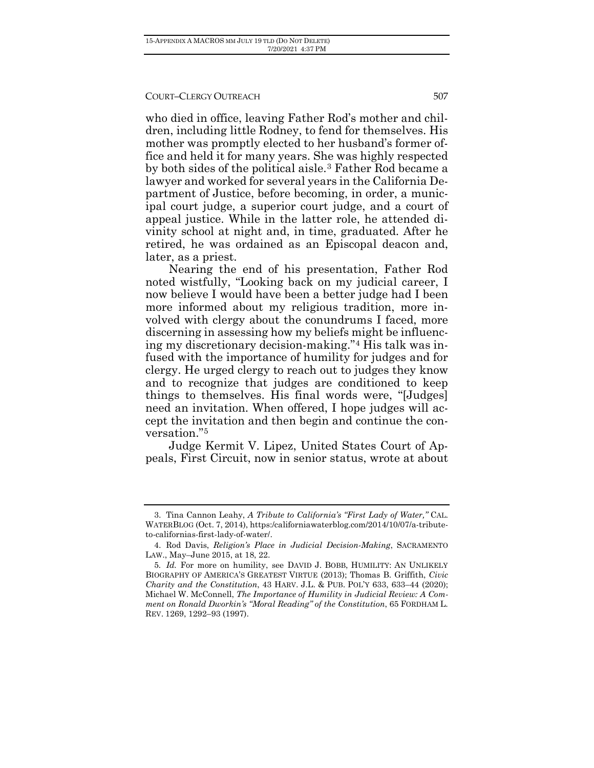who died in office, leaving Father Rod's mother and children, including little Rodney, to fend for themselves. His mother was promptly elected to her husband's former office and held it for many years. She was highly respected by both sides of the political aisle.[3] Father Rod became a lawyer and worked for several years in the California Department of Justice, before becoming, in order, a municipal court judge, a superior court judge, and a court of appeal justice. While in the latter role, he attended divinity school at night and, in time, graduated. After he retired, he was ordained as an Episcopal deacon and, later, as a priest.

Nearing the end of his presentation, Father Rod noted wistfully, "Looking back on my judicial career, I now believe I would have been a better judge had I been more informed about my religious tradition, more involved with clergy about the conundrums I faced, more discerning in assessing how my beliefs might be influencing my discretionary decision-making."[4] His talk was infused with the importance of humility for judges and for clergy. He urged clergy to reach out to judges they know and to recognize that judges are conditioned to keep things to themselves. His final words were, "[Judges] need an invitation. When offered, I hope judges will accept the invitation and then begin and continue the conversation."[5]

Judge Kermit V. Lipez, United States Court of Appeals, First Circuit, now in senior status, wrote at about

---

3. Tina Cannon Leahy, *A Tribute to California's "First Lady of Water,"* CAL. WATERBLOG (Oct. 7, 2014), https:/californiawaterblog.com/2014/10/07/a-tribute-to-californias-first-lady-of-water/.

4. Rod Davis, *Religion's Place in Judicial Decision-Making*, SACRAMENTO LAW., May–June 2015, at 18, 22.

5. *Id.* For more on humility, see DAVID J. BOBB, HUMILITY: AN UNLIKELY BIOGRAPHY OF AMERICA'S GREATEST VIRTUE (2013); Thomas B. Griffith, *Civic Charity and the Constitution*, 43 HARV. J.L. & PUB. POL'Y 633, 633–44 (2020); Michael W. McConnell, *The Importance of Humility in Judicial Review: A Comment on Ronald Dworkin's "Moral Reading" of the Constitution*, 65 FORDHAM L. REV. 1269, 1292–93 (1997).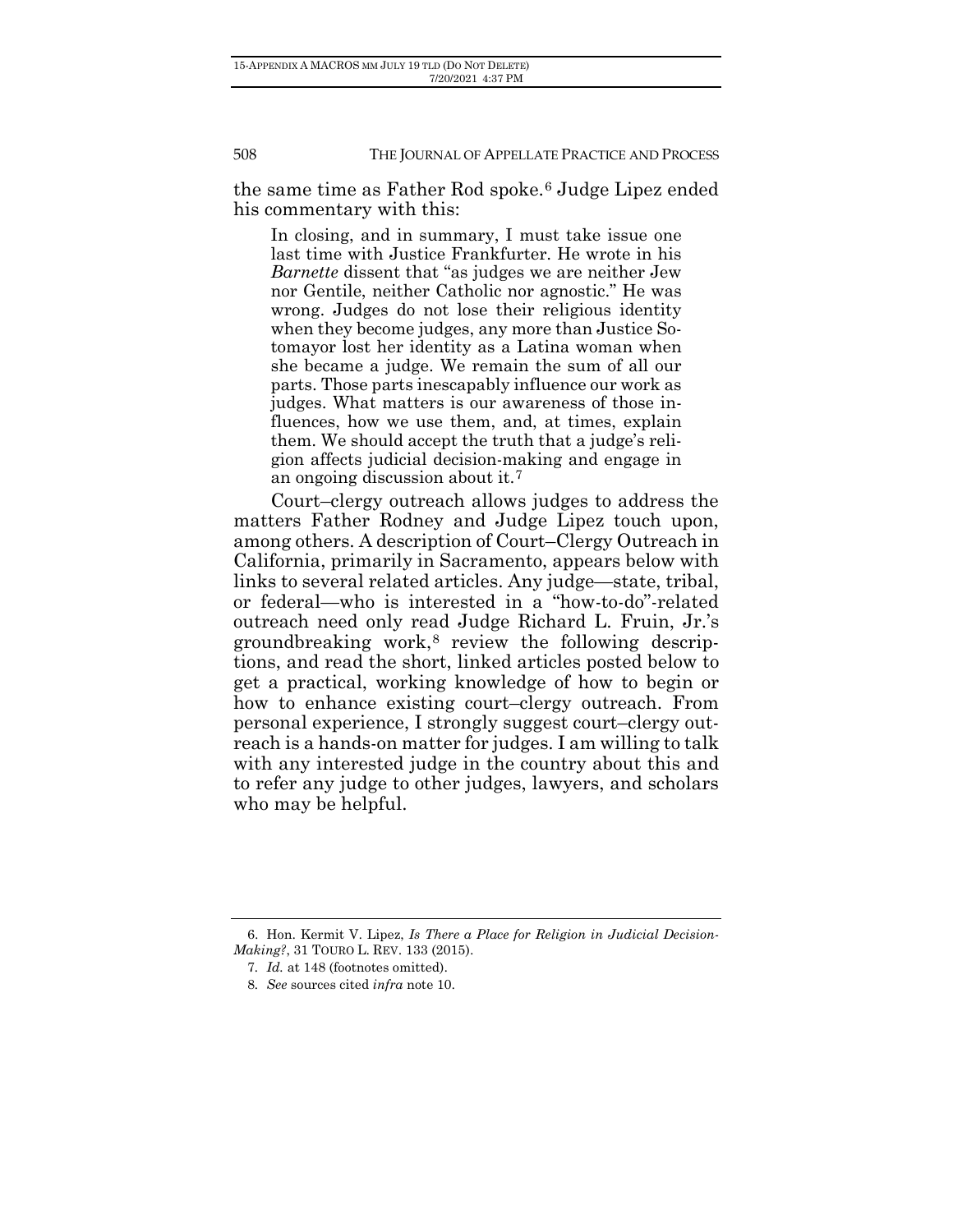the same time as Father Rod spoke.[6] Judge Lipez ended his commentary with this:

> In closing, and in summary, I must take issue one last time with Justice Frankfurter. He wrote in his *Barnette* dissent that "as judges we are neither Jew nor Gentile, neither Catholic nor agnostic." He was wrong. Judges do not lose their religious identity when they become judges, any more than Justice Sotomayor lost her identity as a Latina woman when she became a judge. We remain the sum of all our parts. Those parts inescapably influence our work as judges. What matters is our awareness of those influences, how we use them, and, at times, explain them. We should accept the truth that a judge's religion affects judicial decision-making and engage in an ongoing discussion about it.[7]

Court–clergy outreach allows judges to address the matters Father Rodney and Judge Lipez touch upon, among others. A description of Court–Clergy Outreach in California, primarily in Sacramento, appears below with links to several related articles. Any judge—state, tribal, or federal—who is interested in a "how-to-do"-related outreach need only read Judge Richard L. Fruin, Jr.'s groundbreaking work,[8] review the following descriptions, and read the short, linked articles posted below to get a practical, working knowledge of how to begin or how to enhance existing court–clergy outreach. From personal experience, I strongly suggest court–clergy outreach is a hands-on matter for judges. I am willing to talk with any interested judge in the country about this and to refer any judge to other judges, lawyers, and scholars who may be helpful.

---

6. Hon. Kermit V. Lipez, *Is There a Place for Religion in Judicial Decision-Making?*, 31 TOURO L. REV. 133 (2015).

7. *Id.* at 148 (footnotes omitted).

8. *See* sources cited *infra* note 10.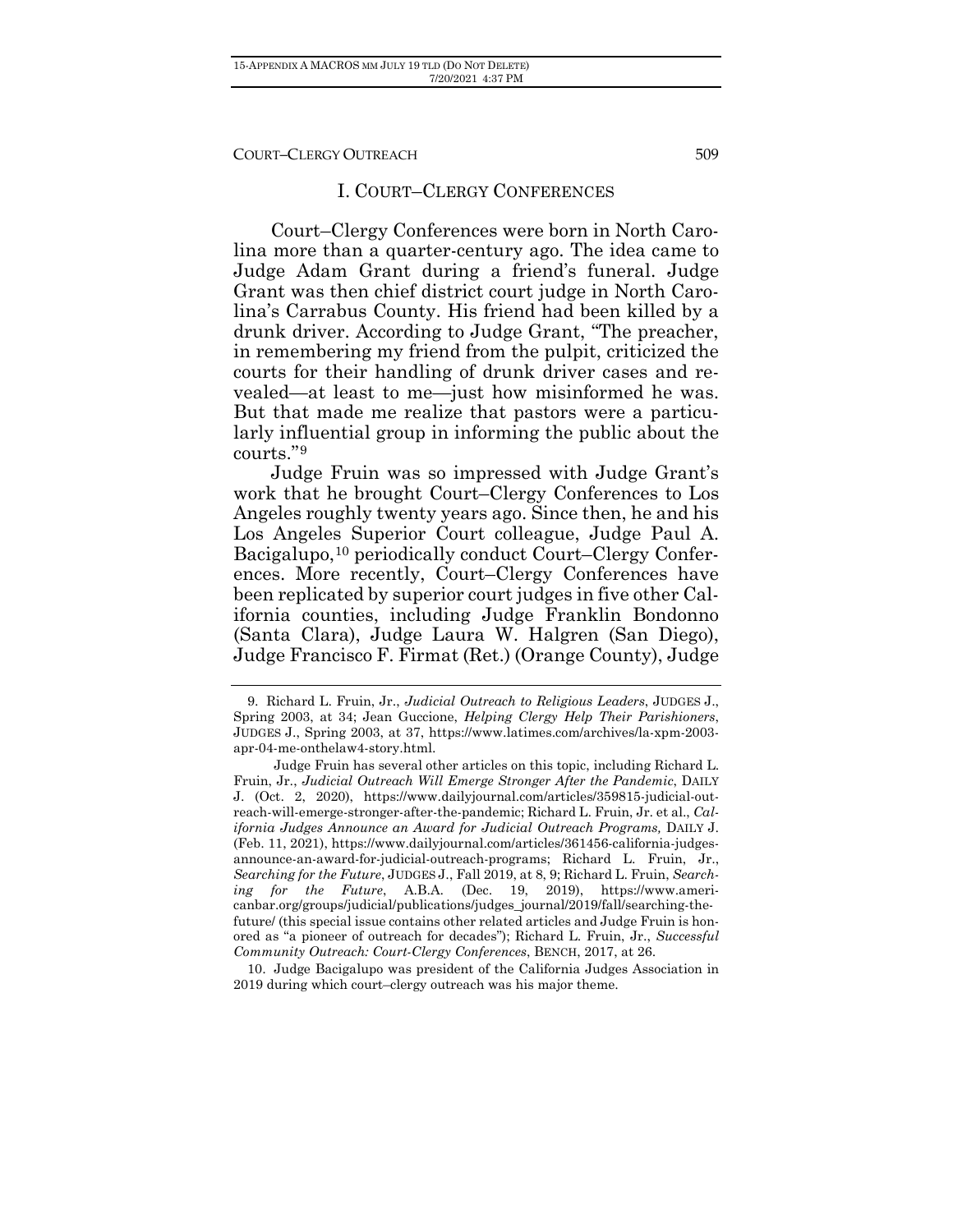## I. COURT–CLERGY CONFERENCES

Court–Clergy Conferences were born in North Carolina more than a quarter-century ago. The idea came to Judge Adam Grant during a friend's funeral. Judge Grant was then chief district court judge in North Carolina's Carrabus County. His friend had been killed by a drunk driver. According to Judge Grant, "The preacher, in remembering my friend from the pulpit, criticized the courts for their handling of drunk driver cases and revealed—at least to me—just how misinformed he was. But that made me realize that pastors were a particularly influential group in informing the public about the courts."[9]

Judge Fruin was so impressed with Judge Grant's work that he brought Court–Clergy Conferences to Los Angeles roughly twenty years ago. Since then, he and his Los Angeles Superior Court colleague, Judge Paul A. Bacigalupo,[10] periodically conduct Court–Clergy Conferences. More recently, Court–Clergy Conferences have been replicated by superior court judges in five other California counties, including Judge Franklin Bondonno (Santa Clara), Judge Laura W. Halgren (San Diego), Judge Francisco F. Firmat (Ret.) (Orange County), Judge

---

9. Richard L. Fruin, Jr., *Judicial Outreach to Religious Leaders*, JUDGES J., Spring 2003, at 34; Jean Guccione, *Helping Clergy Help Their Parishioners*, JUDGES J., Spring 2003, at 37, https://www.latimes.com/archives/la-xpm-2003-apr-04-me-onthelaw4-story.html.

Judge Fruin has several other articles on this topic, including Richard L. Fruin, Jr., *Judicial Outreach Will Emerge Stronger After the Pandemic*, DAILY J. (Oct. 2, 2020), https://www.dailyjournal.com/articles/359815-judicial-outreach-will-emerge-stronger-after-the-pandemic; Richard L. Fruin, Jr. et al., *California Judges Announce an Award for Judicial Outreach Programs,* DAILY J. (Feb. 11, 2021), https://www.dailyjournal.com/articles/361456-california-judges-announce-an-award-for-judicial-outreach-programs; Richard L. Fruin, Jr., *Searching for the Future*, JUDGES J., Fall 2019, at 8, 9; Richard L. Fruin, *Searching for the Future*, A.B.A. (Dec. 19, 2019), https://www.americanbar.org/groups/judicial/publications/judges_journal/2019/fall/searching-the-future/ (this special issue contains other related articles and Judge Fruin is honored as "a pioneer of outreach for decades"); Richard L. Fruin, Jr., *Successful Community Outreach: Court-Clergy Conferences*, BENCH, 2017, at 26.

10. Judge Bacigalupo was president of the California Judges Association in 2019 during which court–clergy outreach was his major theme.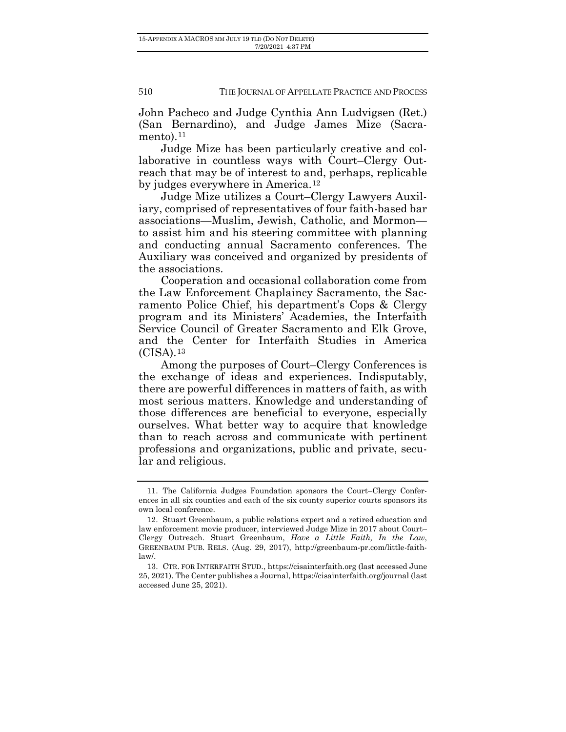John Pacheco and Judge Cynthia Ann Ludvigsen (Ret.) (San Bernardino), and Judge James Mize (Sacramento).[11]

Judge Mize has been particularly creative and collaborative in countless ways with Court–Clergy Outreach that may be of interest to and, perhaps, replicable by judges everywhere in America.[12]

Judge Mize utilizes a Court–Clergy Lawyers Auxiliary, comprised of representatives of four faith-based bar associations—Muslim, Jewish, Catholic, and Mormon—to assist him and his steering committee with planning and conducting annual Sacramento conferences. The Auxiliary was conceived and organized by presidents of the associations.

Cooperation and occasional collaboration come from the Law Enforcement Chaplaincy Sacramento, the Sacramento Police Chief, his department's Cops & Clergy program and its Ministers' Academies, the Interfaith Service Council of Greater Sacramento and Elk Grove, and the Center for Interfaith Studies in America (CISA).[13]

Among the purposes of Court–Clergy Conferences is the exchange of ideas and experiences. Indisputably, there are powerful differences in matters of faith, as with most serious matters. Knowledge and understanding of those differences are beneficial to everyone, especially ourselves. What better way to acquire that knowledge than to reach across and communicate with pertinent professions and organizations, public and private, secular and religious.

---

11. The California Judges Foundation sponsors the Court–Clergy Conferences in all six counties and each of the six county superior courts sponsors its own local conference.

12. Stuart Greenbaum, a public relations expert and a retired education and law enforcement movie producer, interviewed Judge Mize in 2017 about Court–Clergy Outreach. Stuart Greenbaum, *Have a Little Faith, In the Law*, GREENBAUM PUB. RELS. (Aug. 29, 2017), http://greenbaum-pr.com/little-faith-law/.

13. CTR. FOR INTERFAITH STUD., https://cisainterfaith.org (last accessed June 25, 2021). The Center publishes a Journal, https://cisainterfaith.org/journal (last accessed June 25, 2021).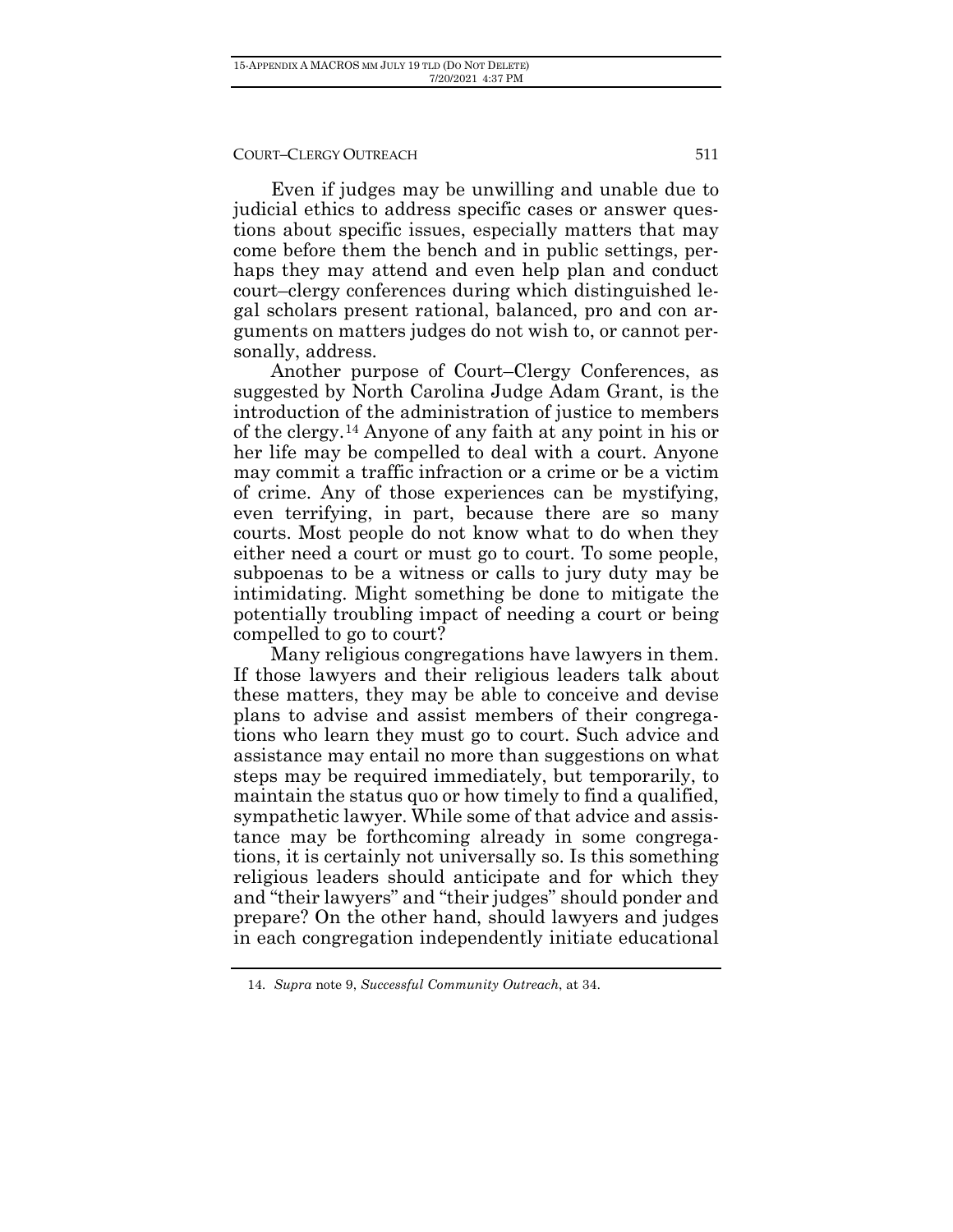Even if judges may be unwilling and unable due to judicial ethics to address specific cases or answer questions about specific issues, especially matters that may come before them the bench and in public settings, perhaps they may attend and even help plan and conduct court–clergy conferences during which distinguished legal scholars present rational, balanced, pro and con arguments on matters judges do not wish to, or cannot personally, address.

Another purpose of Court–Clergy Conferences, as suggested by North Carolina Judge Adam Grant, is the introduction of the administration of justice to members of the clergy.[14] Anyone of any faith at any point in his or her life may be compelled to deal with a court. Anyone may commit a traffic infraction or a crime or be a victim of crime. Any of those experiences can be mystifying, even terrifying, in part, because there are so many courts. Most people do not know what to do when they either need a court or must go to court. To some people, subpoenas to be a witness or calls to jury duty may be intimidating. Might something be done to mitigate the potentially troubling impact of needing a court or being compelled to go to court?

Many religious congregations have lawyers in them. If those lawyers and their religious leaders talk about these matters, they may be able to conceive and devise plans to advise and assist members of their congregations who learn they must go to court. Such advice and assistance may entail no more than suggestions on what steps may be required immediately, but temporarily, to maintain the status quo or how timely to find a qualified, sympathetic lawyer. While some of that advice and assistance may be forthcoming already in some congregations, it is certainly not universally so. Is this something religious leaders should anticipate and for which they and "their lawyers" and "their judges" should ponder and prepare? On the other hand, should lawyers and judges in each congregation independently initiate educational

14. *Supra* note 9, *Successful Community Outreach*, at 34.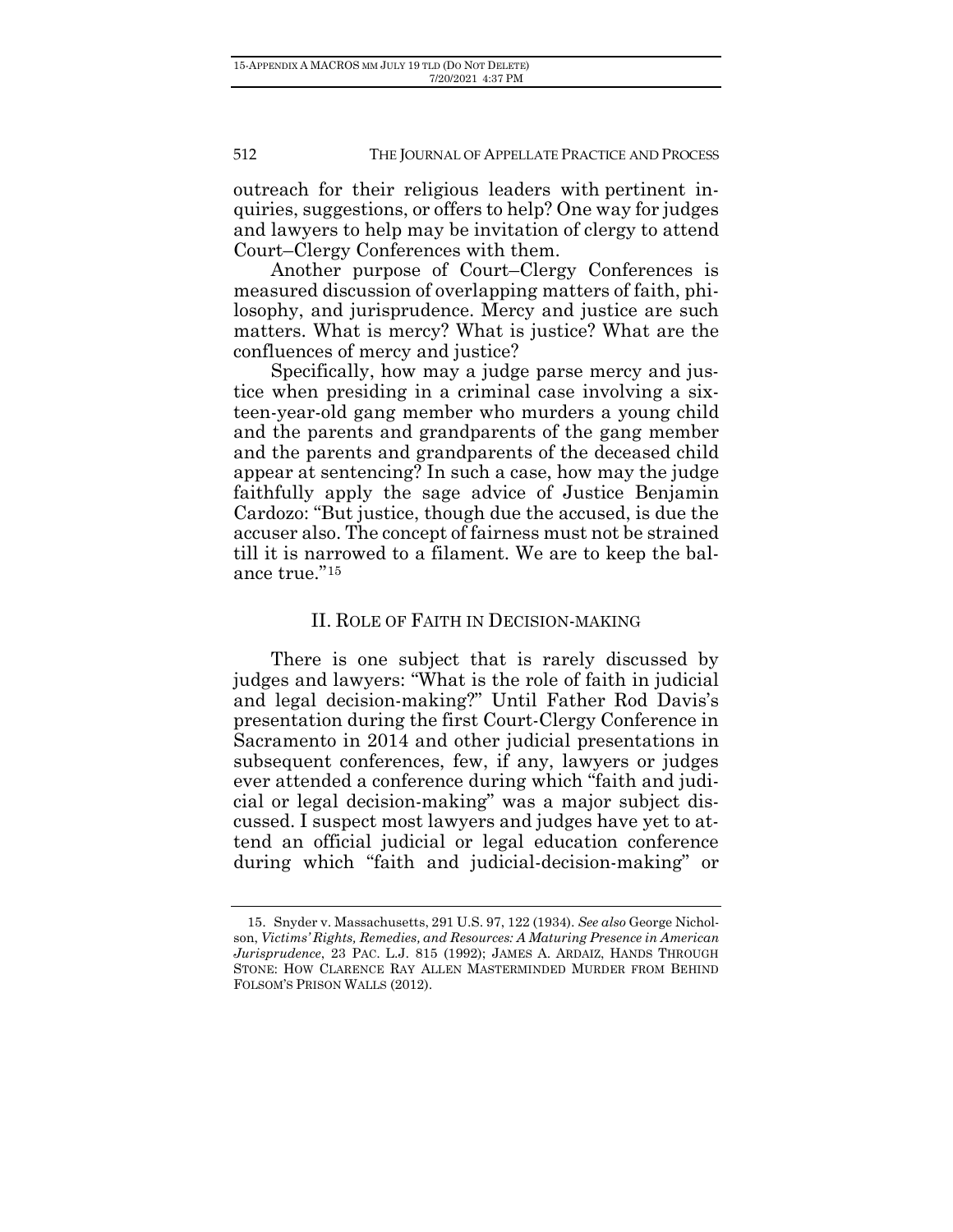outreach for their religious leaders with pertinent inquiries, suggestions, or offers to help? One way for judges and lawyers to help may be invitation of clergy to attend Court–Clergy Conferences with them.

Another purpose of Court–Clergy Conferences is measured discussion of overlapping matters of faith, philosophy, and jurisprudence. Mercy and justice are such matters. What is mercy? What is justice? What are the confluences of mercy and justice?

Specifically, how may a judge parse mercy and justice when presiding in a criminal case involving a sixteen-year-old gang member who murders a young child and the parents and grandparents of the gang member and the parents and grandparents of the deceased child appear at sentencing? In such a case, how may the judge faithfully apply the sage advice of Justice Benjamin Cardozo: "But justice, though due the accused, is due the accuser also. The concept of fairness must not be strained till it is narrowed to a filament. We are to keep the balance true."[15]

## II. Role of Faith in Decision-making

There is one subject that is rarely discussed by judges and lawyers: "What is the role of faith in judicial and legal decision-making?" Until Father Rod Davis's presentation during the first Court-Clergy Conference in Sacramento in 2014 and other judicial presentations in subsequent conferences, few, if any, lawyers or judges ever attended a conference during which "faith and judicial or legal decision-making" was a major subject discussed. I suspect most lawyers and judges have yet to attend an official judicial or legal education conference during which "faith and judicial-decision-making" or

---

15. Snyder v. Massachusetts, 291 U.S. 97, 122 (1934). *See also* George Nicholson, *Victims' Rights, Remedies, and Resources: A Maturing Presence in American Jurisprudence*, 23 PAC. L.J. 815 (1992); JAMES A. ARDAIZ, HANDS THROUGH STONE: HOW CLARENCE RAY ALLEN MASTERMINDED MURDER FROM BEHIND FOLSOM'S PRISON WALLS (2012).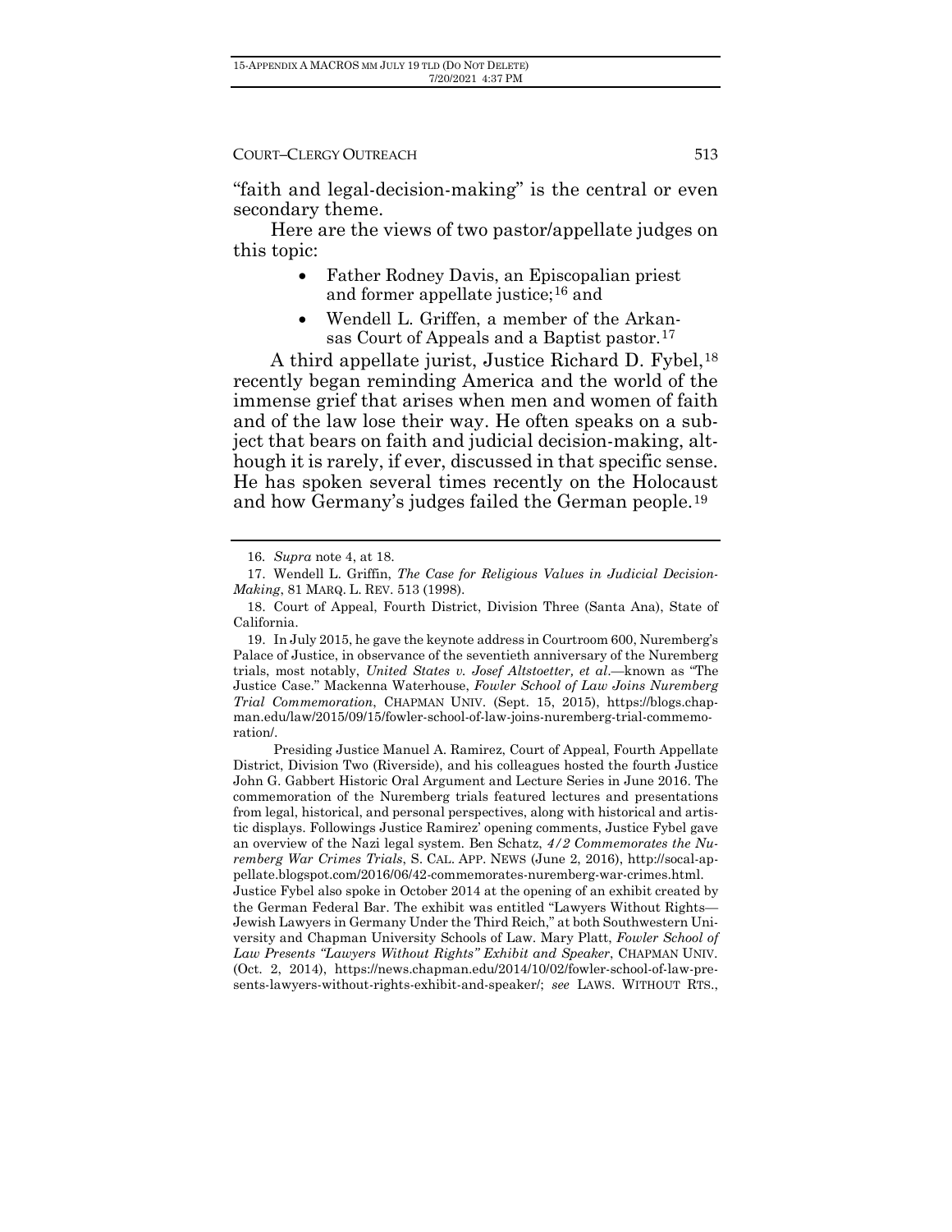"faith and legal-decision-making" is the central or even secondary theme.

Here are the views of two pastor/appellate judges on this topic:

- Father Rodney Davis, an Episcopalian priest and former appellate justice;[16] and
- Wendell L. Griffen, a member of the Arkansas Court of Appeals and a Baptist pastor.[17]

A third appellate jurist, Justice Richard D. Fybel,[18] recently began reminding America and the world of the immense grief that arises when men and women of faith and of the law lose their way. He often speaks on a subject that bears on faith and judicial decision-making, although it is rarely, if ever, discussed in that specific sense. He has spoken several times recently on the Holocaust and how Germany's judges failed the German people.[19]

---

16. *Supra* note 4, at 18.

17. Wendell L. Griffen, *The Case for Religious Values in Judicial Decision-Making*, 81 MARQ. L. REV. 513 (1998).

18. Court of Appeal, Fourth District, Division Three (Santa Ana), State of California.

19. In July 2015, he gave the keynote address in Courtroom 600, Nuremberg's Palace of Justice, in observance of the seventieth anniversary of the Nuremberg trials, most notably, *United States v. Josef Altstoetter, et al*.—known as "The Justice Case." Mackenna Waterhouse, *Fowler School of Law Joins Nuremberg Trial Commemoration*, CHAPMAN UNIV. (Sept. 15, 2015), https://blogs.chapman.edu/law/2015/09/15/fowler-school-of-law-joins-nuremberg-trial-commemoration/.

Presiding Justice Manuel A. Ramirez, Court of Appeal, Fourth Appellate District, Division Two (Riverside), and his colleagues hosted the fourth Justice John G. Gabbert Historic Oral Argument and Lecture Series in June 2016. The commemoration of the Nuremberg trials featured lectures and presentations from legal, historical, and personal perspectives, along with historical and artistic displays. Followings Justice Ramirez' opening comments, Justice Fybel gave an overview of the Nazi legal system. Ben Schatz, *4/2 Commemorates the Nuremberg War Crimes Trials*, S. CAL. APP. NEWS (June 2, 2016), http://socal-appellate.blogspot.com/2016/06/42-commemorates-nuremberg-war-crimes.html. Justice Fybel also spoke in October 2014 at the opening of an exhibit created by the German Federal Bar. The exhibit was entitled "Lawyers Without Rights—Jewish Lawyers in Germany Under the Third Reich," at both Southwestern University and Chapman University Schools of Law. Mary Platt, *Fowler School of Law Presents "Lawyers Without Rights" Exhibit and Speaker*, CHAPMAN UNIV. (Oct. 2, 2014), https://news.chapman.edu/2014/10/02/fowler-school-of-law-presents-lawyers-without-rights-exhibit-and-speaker/; *see* LAWS. WITHOUT RTS.,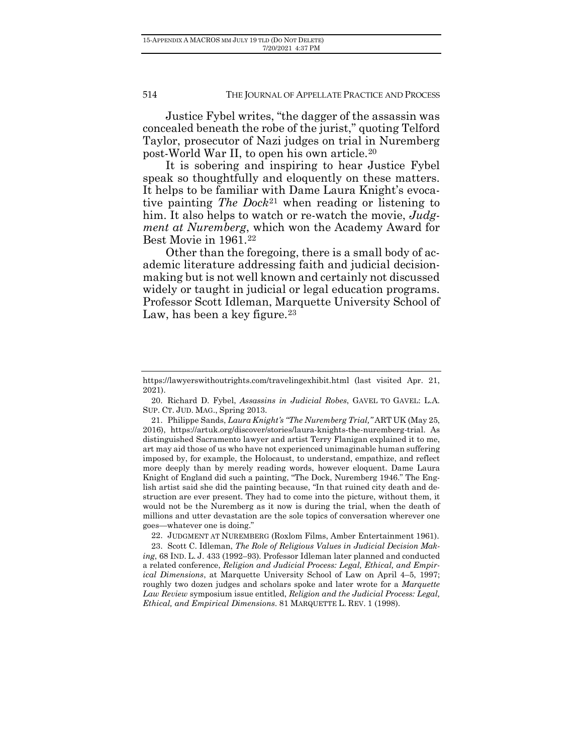Justice Fybel writes, "the dagger of the assassin was concealed beneath the robe of the jurist," quoting Telford Taylor, prosecutor of Nazi judges on trial in Nuremberg post-World War II, to open his own article.[20]

It is sobering and inspiring to hear Justice Fybel speak so thoughtfully and eloquently on these matters. It helps to be familiar with Dame Laura Knight's evocative painting *The Dock*[21] when reading or listening to him. It also helps to watch or re-watch the movie, *Judgment at Nuremberg*, which won the Academy Award for Best Movie in 1961.[22]

Other than the foregoing, there is a small body of academic literature addressing faith and judicial decision-making but is not well known and certainly not discussed widely or taught in judicial or legal education programs. Professor Scott Idleman, Marquette University School of Law, has been a key figure.[23]

---

https://lawyerswithoutrights.com/travelingexhibit.html (last visited Apr. 21, 2021).

20. Richard D. Fybel, *Assassins in Judicial Robes*, GAVEL TO GAVEL: L.A. SUP. CT. JUD. MAG., Spring 2013.

21. Philippe Sands, *Laura Knight's "The Nuremberg Trial,"* ART UK (May 25, 2016), https://artuk.org/discover/stories/laura-knights-the-nuremberg-trial. As distinguished Sacramento lawyer and artist Terry Flanigan explained it to me, art may aid those of us who have not experienced unimaginable human suffering imposed by, for example, the Holocaust, to understand, empathize, and reflect more deeply than by merely reading words, however eloquent. Dame Laura Knight of England did such a painting, "The Dock, Nuremberg 1946." The English artist said she did the painting because, "In that ruined city death and destruction are ever present. They had to come into the picture, without them, it would not be the Nuremberg as it now is during the trial, when the death of millions and utter devastation are the sole topics of conversation wherever one goes—whatever one is doing."

22. JUDGMENT AT NUREMBERG (Roxlom Films, Amber Entertainment 1961).

23. Scott C. Idleman, *The Role of Religious Values in Judicial Decision Making*, 68 IND. L. J. 433 (1992–93). Professor Idleman later planned and conducted a related conference, *Religion and Judicial Process: Legal, Ethical, and Empirical Dimensions*, at Marquette University School of Law on April 4–5, 1997; roughly two dozen judges and scholars spoke and later wrote for a *Marquette Law Review* symposium issue entitled, *Religion and the Judicial Process: Legal, Ethical, and Empirical Dimensions*. 81 MARQUETTE L. REV. 1 (1998).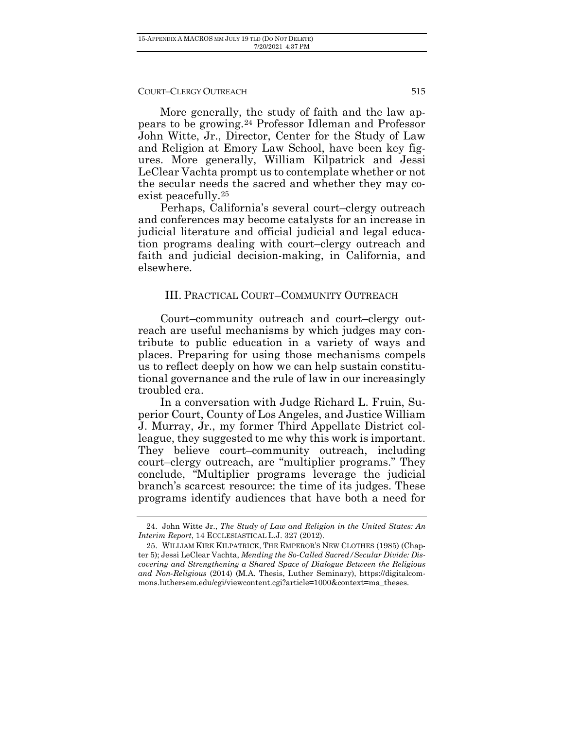More generally, the study of faith and the law appears to be growing.[24] Professor Idleman and Professor John Witte, Jr., Director, Center for the Study of Law and Religion at Emory Law School, have been key figures. More generally, William Kilpatrick and Jessi LeClear Vachta prompt us to contemplate whether or not the secular needs the sacred and whether they may coexist peacefully.[25]

Perhaps, California's several court–clergy outreach and conferences may become catalysts for an increase in judicial literature and official judicial and legal education programs dealing with court–clergy outreach and faith and judicial decision-making, in California, and elsewhere.

## III. PRACTICAL COURT–COMMUNITY OUTREACH

Court–community outreach and court–clergy outreach are useful mechanisms by which judges may contribute to public education in a variety of ways and places. Preparing for using those mechanisms compels us to reflect deeply on how we can help sustain constitutional governance and the rule of law in our increasingly troubled era.

In a conversation with Judge Richard L. Fruin, Superior Court, County of Los Angeles, and Justice William J. Murray, Jr., my former Third Appellate District colleague, they suggested to me why this work is important. They believe court–community outreach, including court–clergy outreach, are "multiplier programs." They conclude, "Multiplier programs leverage the judicial branch's scarcest resource: the time of its judges. These programs identify audiences that have both a need for

---

24. John Witte Jr., *The Study of Law and Religion in the United States: An Interim Report*, 14 ECCLESIASTICAL L.J. 327 (2012).

25. WILLIAM KIRK KILPATRICK, THE EMPEROR'S NEW CLOTHES (1985) (Chapter 5); Jessi LeClear Vachta, *Mending the So-Called Sacred/Secular Divide: Discovering and Strengthening a Shared Space of Dialogue Between the Religious and Non-Religious* (2014) (M.A. Thesis, Luther Seminary), https://digitalcommons.luthersem.edu/cgi/viewcontent.cgi?article=1000&context=ma_theses.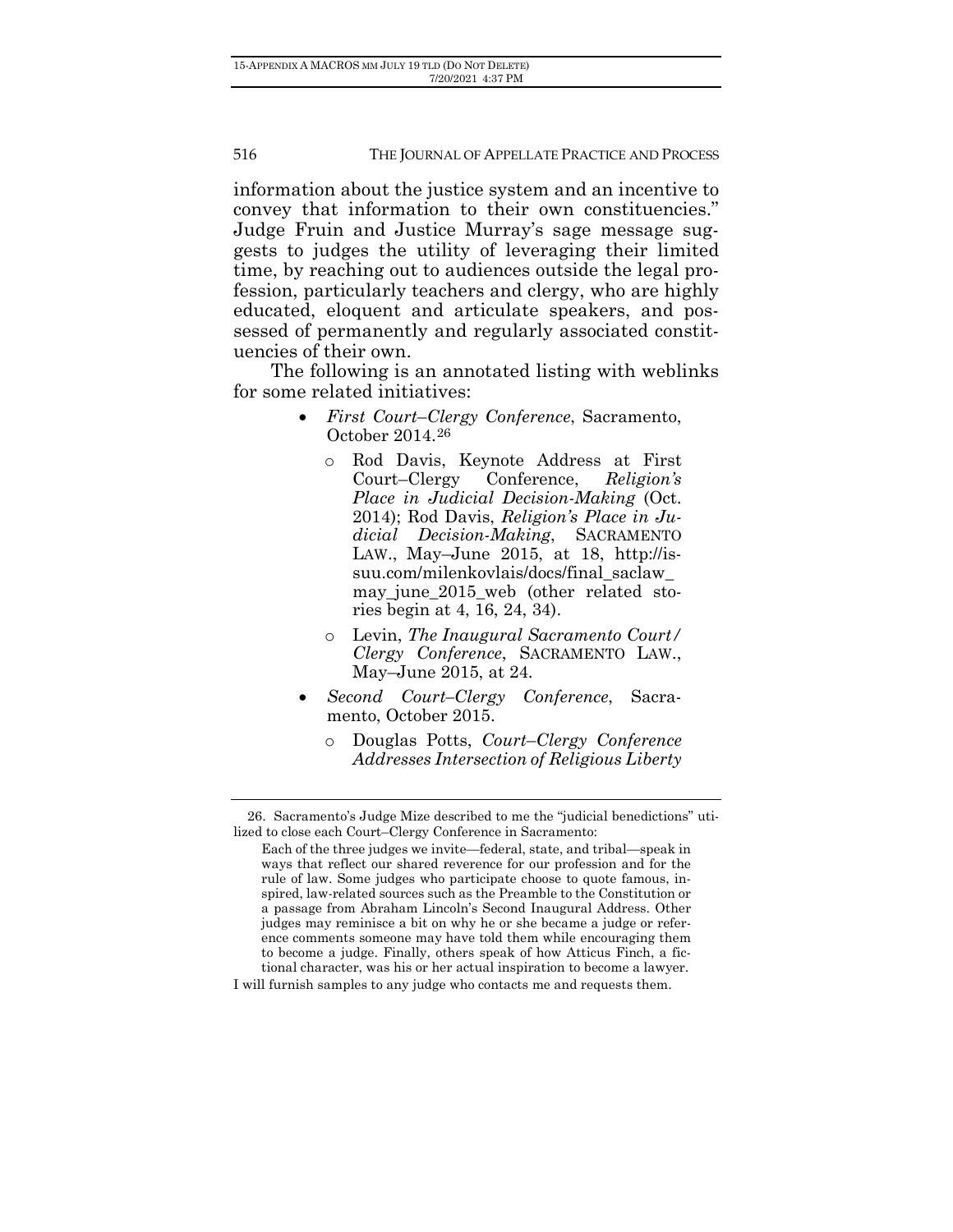information about the justice system and an incentive to convey that information to their own constituencies." Judge Fruin and Justice Murray's sage message suggests to judges the utility of leveraging their limited time, by reaching out to audiences outside the legal profession, particularly teachers and clergy, who are highly educated, eloquent and articulate speakers, and possessed of permanently and regularly associated constituencies of their own.

The following is an annotated listing with weblinks for some related initiatives:

- *First Court–Clergy Conference*, Sacramento, October 2014.[26]
  - Rod Davis, Keynote Address at First Court–Clergy Conference, *Religion's Place in Judicial Decision-Making* (Oct. 2014); Rod Davis, *Religion's Place in Judicial Decision-Making*, SACRAMENTO LAW., May–June 2015, at 18, http://issuu.com/milenkovlais/docs/final_saclaw_may_june_2015_web (other related stories begin at 4, 16, 24, 34).
  - Levin, *The Inaugural Sacramento Court/Clergy Conference*, SACRAMENTO LAW., May–June 2015, at 24.
- *Second Court–Clergy Conference*, Sacramento, October 2015.
  - Douglas Potts, *Court–Clergy Conference Addresses Intersection of Religious Liberty*

---

26. Sacramento's Judge Mize described to me the "judicial benedictions" utilized to close each Court–Clergy Conference in Sacramento:

> Each of the three judges we invite—federal, state, and tribal—speak in ways that reflect our shared reverence for our profession and for the rule of law. Some judges who participate choose to quote famous, inspired, law-related sources such as the Preamble to the Constitution or a passage from Abraham Lincoln's Second Inaugural Address. Other judges may reminisce a bit on why he or she became a judge or reference comments someone may have told them while encouraging them to become a judge. Finally, others speak of how Atticus Finch, a fictional character, was his or her actual inspiration to become a lawyer.

I will furnish samples to any judge who contacts me and requests them.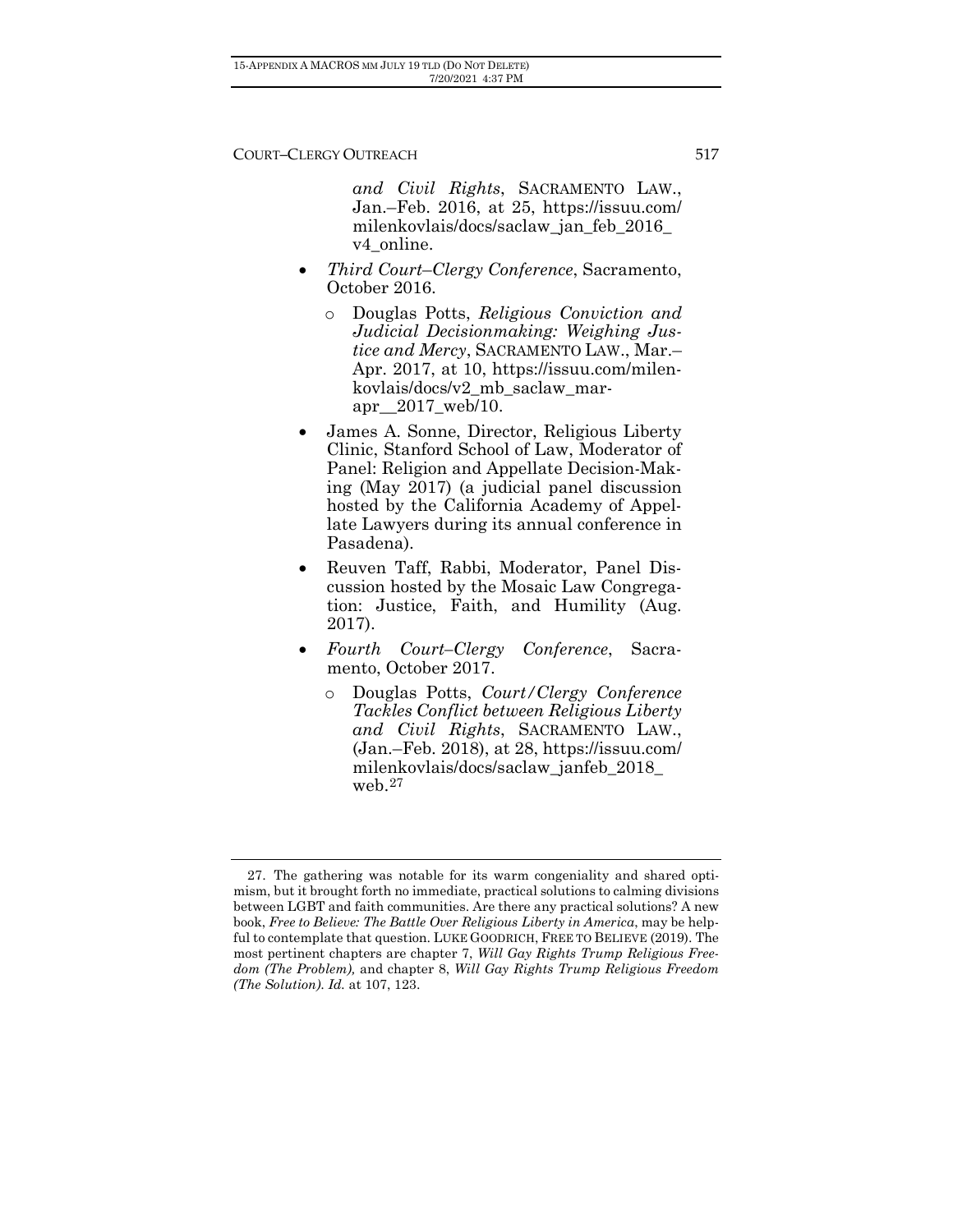*and Civil Rights*, SACRAMENTO LAW., Jan.–Feb. 2016, at 25, https://issuu.com/milenkovlais/docs/saclaw_jan_feb_2016_v4_online.

- *Third Court–Clergy Conference*, Sacramento, October 2016.
    - Douglas Potts, *Religious Conviction and Judicial Decisionmaking: Weighing Justice and Mercy*, SACRAMENTO LAW., Mar.–Apr. 2017, at 10, https://issuu.com/milenkovlais/docs/v2_mb_saclaw_mar-apr__2017_web/10.
- James A. Sonne, Director, Religious Liberty Clinic, Stanford School of Law, Moderator of Panel: Religion and Appellate Decision-Making (May 2017) (a judicial panel discussion hosted by the California Academy of Appellate Lawyers during its annual conference in Pasadena).
- Reuven Taff, Rabbi, Moderator, Panel Discussion hosted by the Mosaic Law Congregation: Justice, Faith, and Humility (Aug. 2017).
- *Fourth Court–Clergy Conference*, Sacramento, October 2017.
    - Douglas Potts, *Court/Clergy Conference Tackles Conflict between Religious Liberty and Civil Rights*, SACRAMENTO LAW., (Jan.–Feb. 2018), at 28, https://issuu.com/milenkovlais/docs/saclaw_janfeb_2018_web.[27]

---

27. The gathering was notable for its warm congeniality and shared optimism, but it brought forth no immediate, practical solutions to calming divisions between LGBT and faith communities. Are there any practical solutions? A new book, *Free to Believe: The Battle Over Religious Liberty in America*, may be helpful to contemplate that question. LUKE GOODRICH, FREE TO BELIEVE (2019). The most pertinent chapters are chapter 7, *Will Gay Rights Trump Religious Freedom (The Problem),* and chapter 8, *Will Gay Rights Trump Religious Freedom (The Solution). Id.* at 107, 123.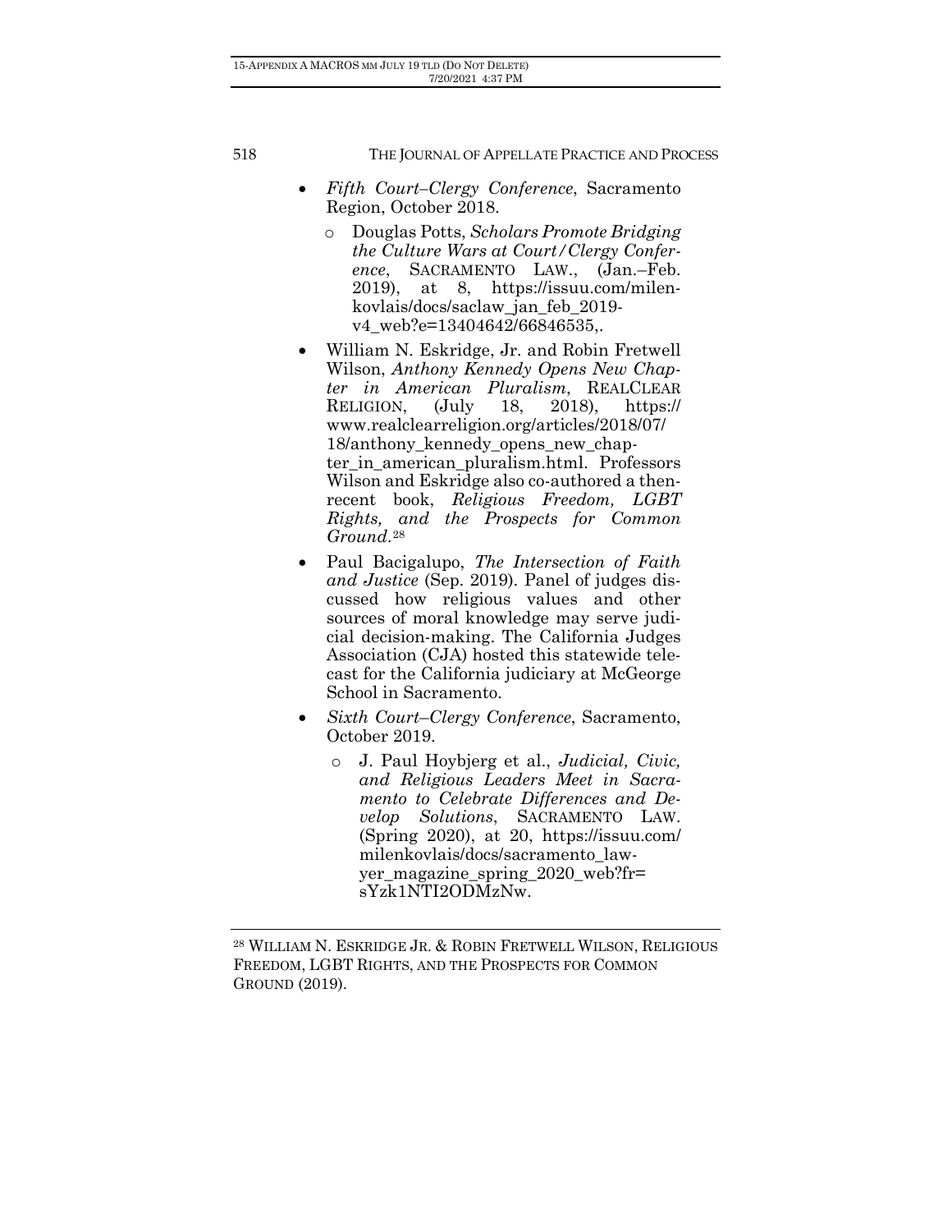- *Fifth Court–Clergy Conference*, Sacramento Region, October 2018.
  - Douglas Potts, *Scholars Promote Bridging the Culture Wars at Court/Clergy Conference*, SACRAMENTO LAW., (Jan.–Feb. 2019), at 8, https://issuu.com/milenkovlais/docs/saclaw_jan_feb_2019-v4_web?e=13404642/66846535,.
- William N. Eskridge, Jr. and Robin Fretwell Wilson, *Anthony Kennedy Opens New Chapter in American Pluralism*, REALCLEAR RELIGION, (July 18, 2018), https://www.realclearreligion.org/articles/2018/07/18/anthony_kennedy_opens_new_chapter_in_american_pluralism.html. Professors Wilson and Eskridge also co-authored a then-recent book, *Religious Freedom, LGBT Rights, and the Prospects for Common Ground*.[28]
- Paul Bacigalupo, *The Intersection of Faith and Justice* (Sep. 2019). Panel of judges discussed how religious values and other sources of moral knowledge may serve judicial decision-making. The California Judges Association (CJA) hosted this statewide telecast for the California judiciary at McGeorge School in Sacramento.
- *Sixth Court–Clergy Conference*, Sacramento, October 2019.
  - J. Paul Hoybjerg et al., *Judicial, Civic, and Religious Leaders Meet in Sacramento to Celebrate Differences and Develop Solutions*, SACRAMENTO LAW. (Spring 2020), at 20, https://issuu.com/milenkovlais/docs/sacramento_lawyer_magazine_spring_2020_web?fr=sYzk1NTI2ODMzNw.

---

[28] WILLIAM N. ESKRIDGE JR. & ROBIN FRETWELL WILSON, RELIGIOUS FREEDOM, LGBT RIGHTS, AND THE PROSPECTS FOR COMMON GROUND (2019).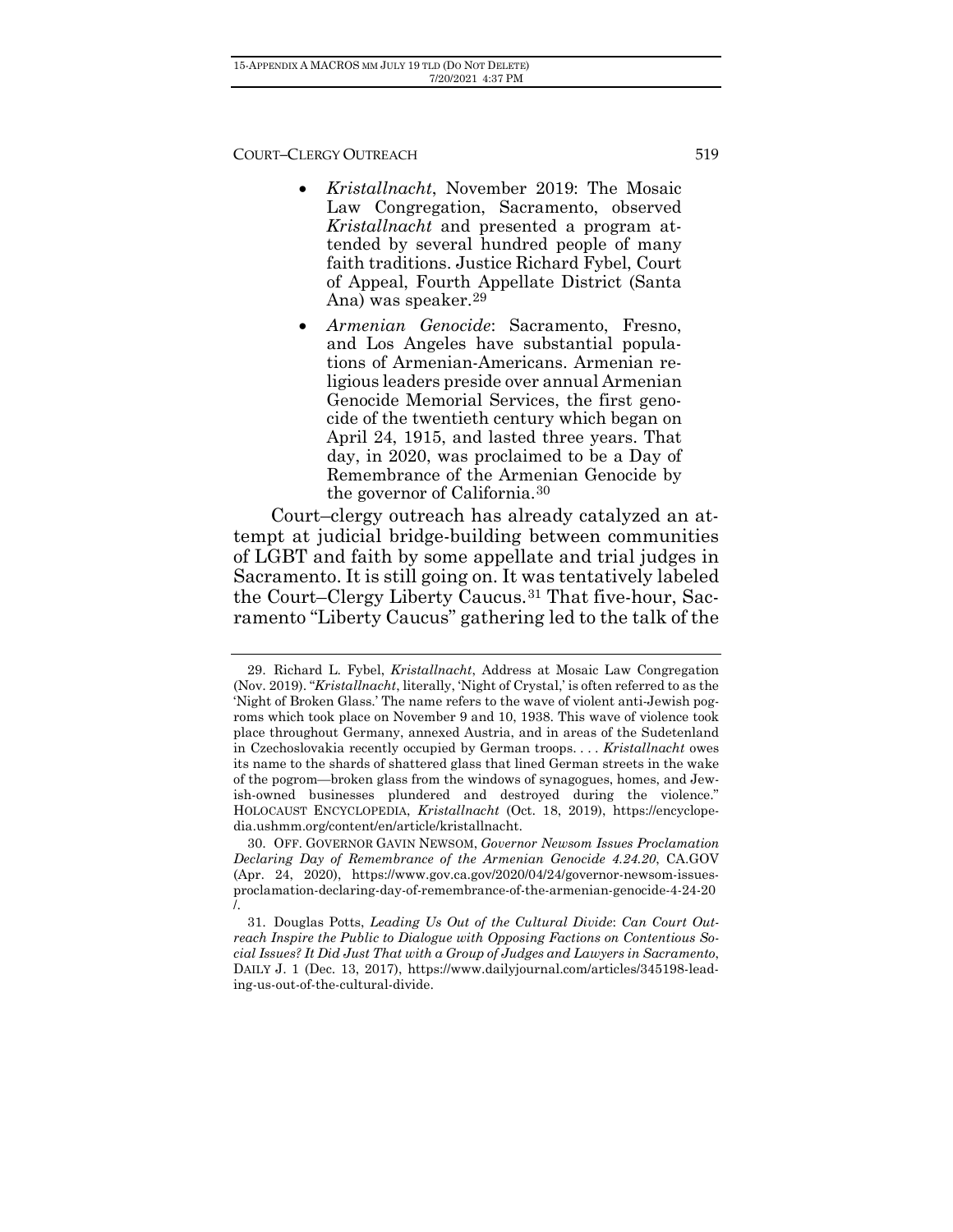- *Kristallnacht*, November 2019: The Mosaic Law Congregation, Sacramento, observed *Kristallnacht* and presented a program attended by several hundred people of many faith traditions. Justice Richard Fybel, Court of Appeal, Fourth Appellate District (Santa Ana) was speaker.[29]
- *Armenian Genocide*: Sacramento, Fresno, and Los Angeles have substantial populations of Armenian-Americans. Armenian religious leaders preside over annual Armenian Genocide Memorial Services, the first genocide of the twentieth century which began on April 24, 1915, and lasted three years. That day, in 2020, was proclaimed to be a Day of Remembrance of the Armenian Genocide by the governor of California.[30]

Court–clergy outreach has already catalyzed an attempt at judicial bridge-building between communities of LGBT and faith by some appellate and trial judges in Sacramento. It is still going on. It was tentatively labeled the Court–Clergy Liberty Caucus.[31] That five-hour, Sacramento "Liberty Caucus" gathering led to the talk of the

---

29. Richard L. Fybel, *Kristallnacht*, Address at Mosaic Law Congregation (Nov. 2019). "*Kristallnacht*, literally, 'Night of Crystal,' is often referred to as the 'Night of Broken Glass.' The name refers to the wave of violent anti-Jewish pogroms which took place on November 9 and 10, 1938. This wave of violence took place throughout Germany, annexed Austria, and in areas of the Sudetenland in Czechoslovakia recently occupied by German troops. . . . *Kristallnacht* owes its name to the shards of shattered glass that lined German streets in the wake of the pogrom—broken glass from the windows of synagogues, homes, and Jewish-owned businesses plundered and destroyed during the violence." HOLOCAUST ENCYCLOPEDIA, *Kristallnacht* (Oct. 18, 2019), https://encyclopedia.ushmm.org/content/en/article/kristallnacht.

30. OFF. GOVERNOR GAVIN NEWSOM, *Governor Newsom Issues Proclamation Declaring Day of Remembrance of the Armenian Genocide 4.24.20*, CA.GOV (Apr. 24, 2020), https://www.gov.ca.gov/2020/04/24/governor-newsom-issues-proclamation-declaring-day-of-remembrance-of-the-armenian-genocide-4-24-20/.

31. Douglas Potts, *Leading Us Out of the Cultural Divide*: *Can Court Outreach Inspire the Public to Dialogue with Opposing Factions on Contentious Social Issues? It Did Just That with a Group of Judges and Lawyers in Sacramento*, DAILY J. 1 (Dec. 13, 2017), https://www.dailyjournal.com/articles/345198-leading-us-out-of-the-cultural-divide.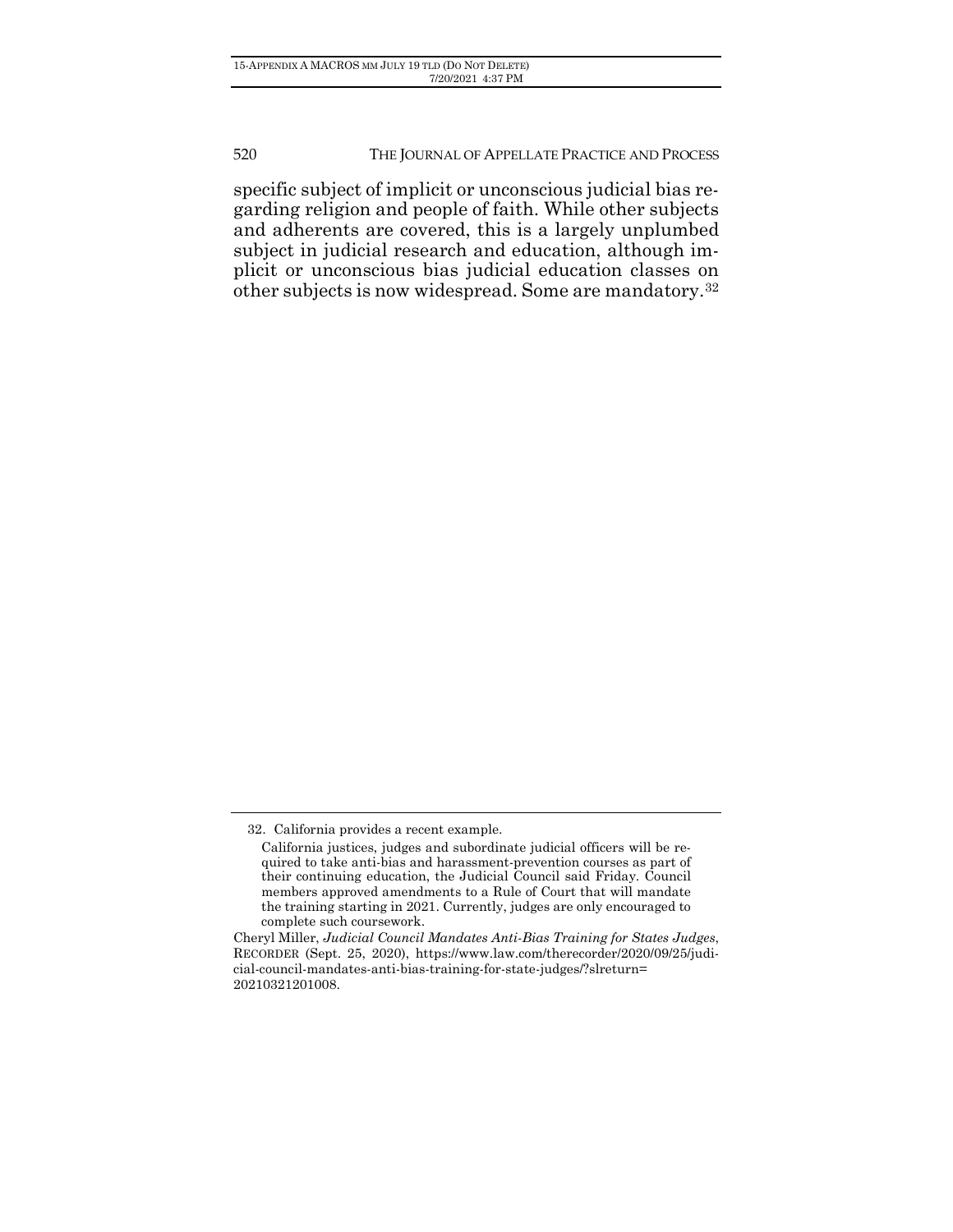specific subject of implicit or unconscious judicial bias regarding religion and people of faith. While other subjects and adherents are covered, this is a largely unplumbed subject in judicial research and education, although implicit or unconscious bias judicial education classes on other subjects is now widespread. Some are mandatory.[32]

---

32. California provides a recent example.

> California justices, judges and subordinate judicial officers will be required to take anti-bias and harassment-prevention courses as part of their continuing education, the Judicial Council said Friday. Council members approved amendments to a Rule of Court that will mandate the training starting in 2021. Currently, judges are only encouraged to complete such coursework.

Cheryl Miller, *Judicial Council Mandates Anti-Bias Training for States Judges*, RECORDER (Sept. 25, 2020), https://www.law.com/therecorder/2020/09/25/judicial-council-mandates-anti-bias-training-for-state-judges/?slreturn=20210321201008.